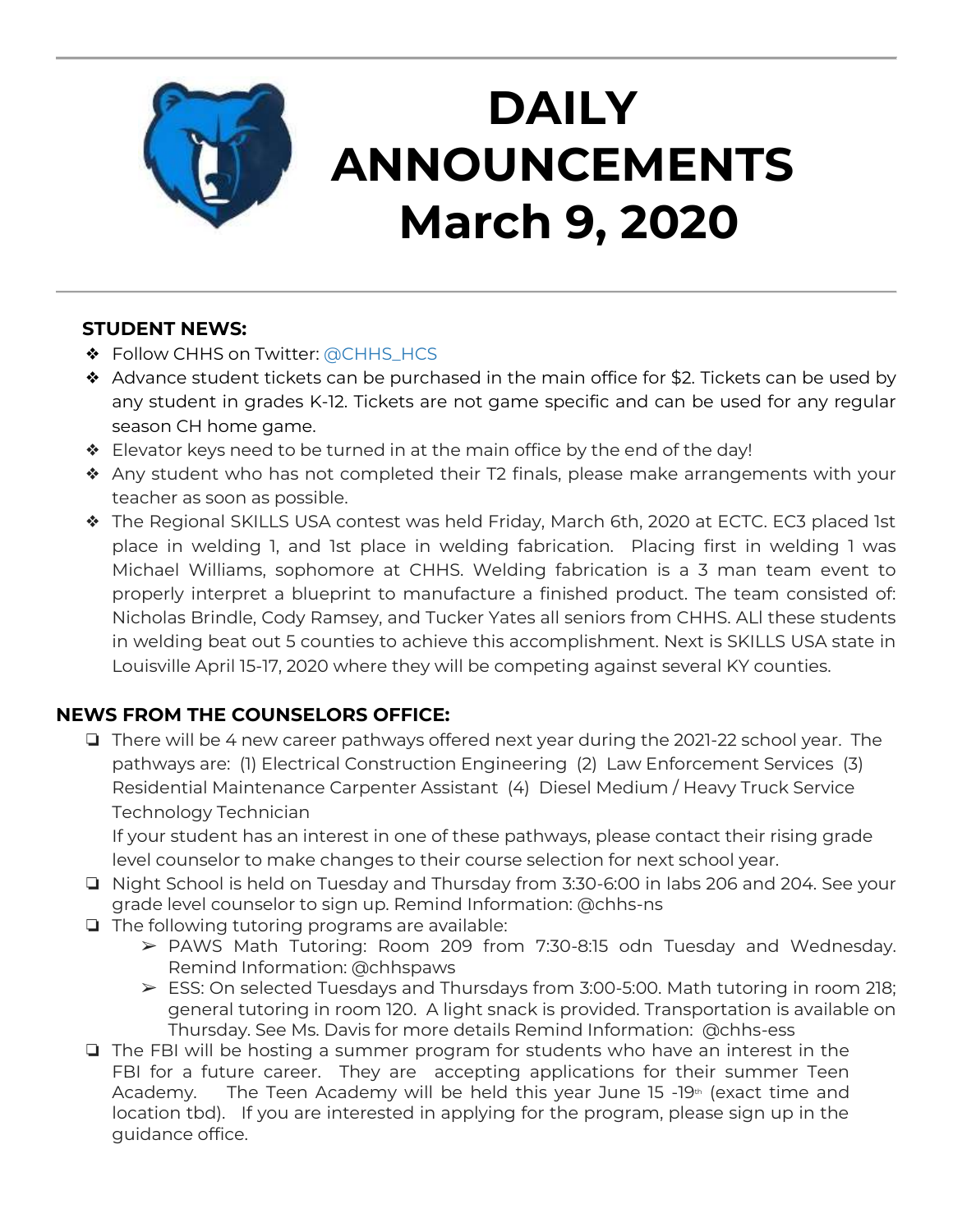# DAILY ANNOUNCEMENTS March 9, 2020

## STUDENT NEWS:

- Follow CHHS on Twitter: @CHHS_HCS
- Advance student tickets can be purchased in the main office for $2. Tickets can be used by any student in grades K-12. Tickets are not game specific and can be used for any regular season CH home game.
- Elevator keys need to be turned in at the main office by the end of the day!
- Any student who has not completed their T2 finals, please make arrangements with your teacher as soon as possible.
- The Regional SKILLS USA contest was held Friday, March 6th, 2020 at ECTC. EC3 placed 1st place in welding 1, and 1st place in welding fabrication. Placing first in welding 1 was Michael Williams, sophomore at CHHS. Welding fabrication is a 3 man team event to properly interpret a blueprint to manufacture a finished product. The team consisted of: Nicholas Brindle, Cody Ramsey, and Tucker Yates all seniors from CHHS. ALl these students in welding beat out 5 counties to achieve this accomplishment. Next is SKILLS USA state in Louisville April 15-17, 2020 where they will be competing against several KY counties.

## NEWS FROM THE COUNSELORS OFFICE:

- There will be 4 new career pathways offered next year during the 2021-22 school year. The pathways are: (1) Electrical Construction Engineering (2) Law Enforcement Services (3) Residential Maintenance Carpenter Assistant (4) Diesel Medium / Heavy Truck Service Technology Technician

  If your student has an interest in one of these pathways, please contact their rising grade level counselor to make changes to their course selection for next school year.
- Night School is held on Tuesday and Thursday from 3:30-6:00 in labs 206 and 204. See your grade level counselor to sign up. Remind Information: @chhs-ns
- The following tutoring programs are available:
  - PAWS Math Tutoring: Room 209 from 7:30-8:15 odn Tuesday and Wednesday. Remind Information: @chhspaws
  - ESS: On selected Tuesdays and Thursdays from 3:00-5:00. Math tutoring in room 218; general tutoring in room 120. A light snack is provided. Transportation is available on Thursday. See Ms. Davis for more details Remind Information: @chhs-ess
- The FBI will be hosting a summer program for students who have an interest in the FBI for a future career. They are accepting applications for their summer Teen Academy. The Teen Academy will be held this year June 15 -19th (exact time and location tbd). If you are interested in applying for the program, please sign up in the guidance office.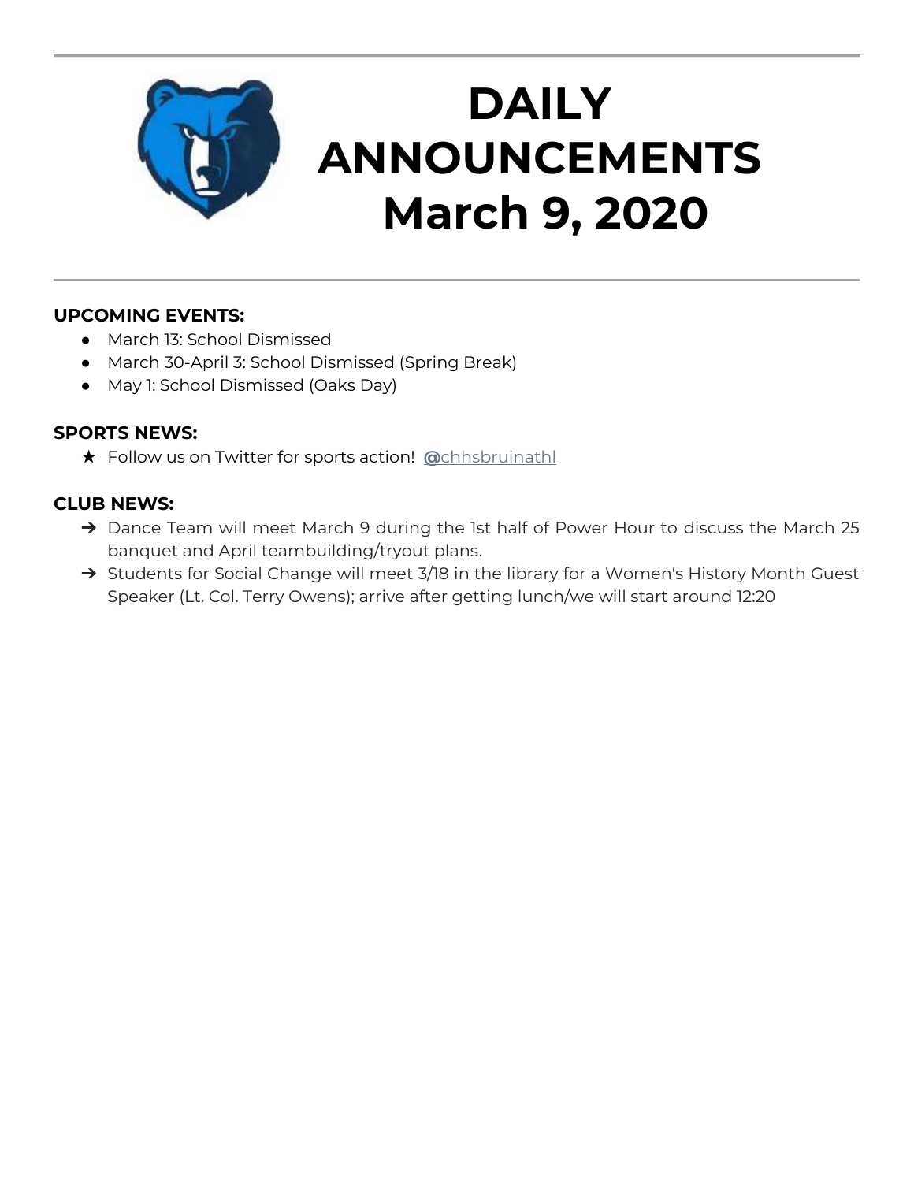# DAILY ANNOUNCEMENTS March 9, 2020

**UPCOMING EVENTS:**

- March 13: School Dismissed
- March 30-April 3: School Dismissed (Spring Break)
- May 1: School Dismissed (Oaks Day)

**SPORTS NEWS:**

- ★ Follow us on Twitter for sports action! @chhsbruinathl

**CLUB NEWS:**

- ➔ Dance Team will meet March 9 during the 1st half of Power Hour to discuss the March 25 banquet and April teambuilding/tryout plans.
- ➔ Students for Social Change will meet 3/18 in the library for a Women's History Month Guest Speaker (Lt. Col. Terry Owens); arrive after getting lunch/we will start around 12:20